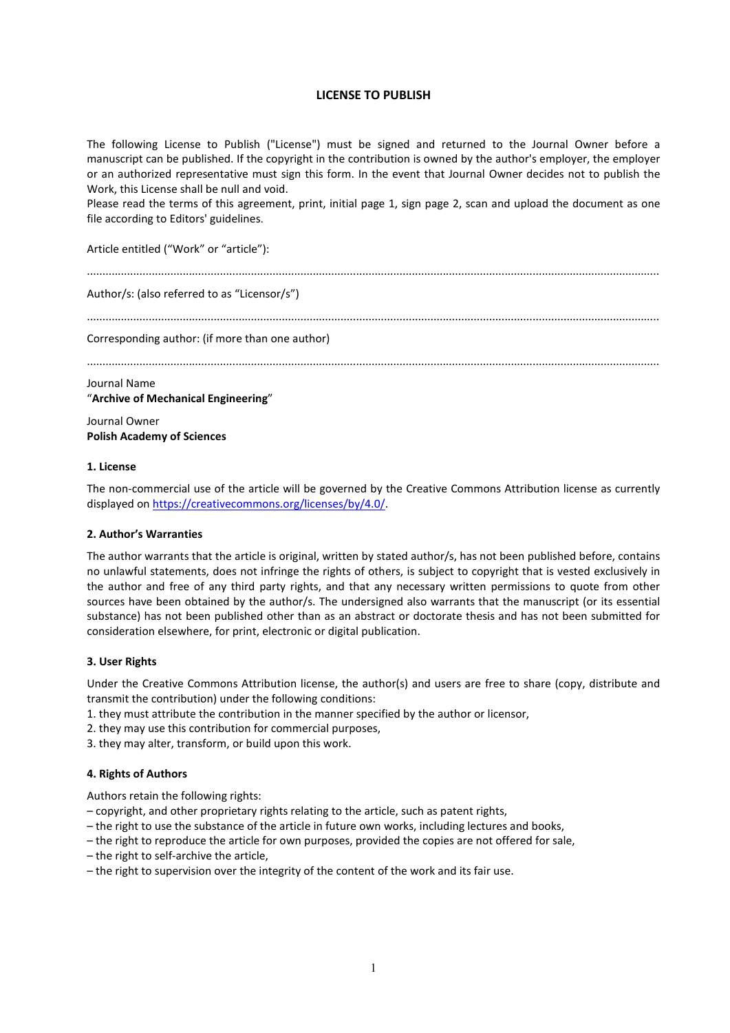# LICENSE TO PUBLISH

The following License to Publish ("License") must be signed and returned to the Journal Owner before a manuscript can be published. If the copyright in the contribution is owned by the author's employer, the employer or an authorized representative must sign this form. In the event that Journal Owner decides not to publish the Work, this License shall be null and void.
Please read the terms of this agreement, print, initial page 1, sign page 2, scan and upload the document as one file according to Editors' guidelines.

Article entitled ("Work" or "article"):

.......................................................................................................................................................................

Author/s: (also referred to as "Licensor/s")

.......................................................................................................................................................................

Corresponding author: (if more than one author)

.......................................................................................................................................................................

Journal Name
"**Archive of Mechanical Engineering**"

Journal Owner
**Polish Academy of Sciences**

## 1. License

The non-commercial use of the article will be governed by the Creative Commons Attribution license as currently displayed on https://creativecommons.org/licenses/by/4.0/.

## 2. Author's Warranties

The author warrants that the article is original, written by stated author/s, has not been published before, contains no unlawful statements, does not infringe the rights of others, is subject to copyright that is vested exclusively in the author and free of any third party rights, and that any necessary written permissions to quote from other sources have been obtained by the author/s. The undersigned also warrants that the manuscript (or its essential substance) has not been published other than as an abstract or doctorate thesis and has not been submitted for consideration elsewhere, for print, electronic or digital publication.

## 3. User Rights

Under the Creative Commons Attribution license, the author(s) and users are free to share (copy, distribute and transmit the contribution) under the following conditions:
1. they must attribute the contribution in the manner specified by the author or licensor,
2. they may use this contribution for commercial purposes,
3. they may alter, transform, or build upon this work.

## 4. Rights of Authors

Authors retain the following rights:
– copyright, and other proprietary rights relating to the article, such as patent rights,
– the right to use the substance of the article in future own works, including lectures and books,
– the right to reproduce the article for own purposes, provided the copies are not offered for sale,
– the right to self-archive the article,
– the right to supervision over the integrity of the content of the work and its fair use.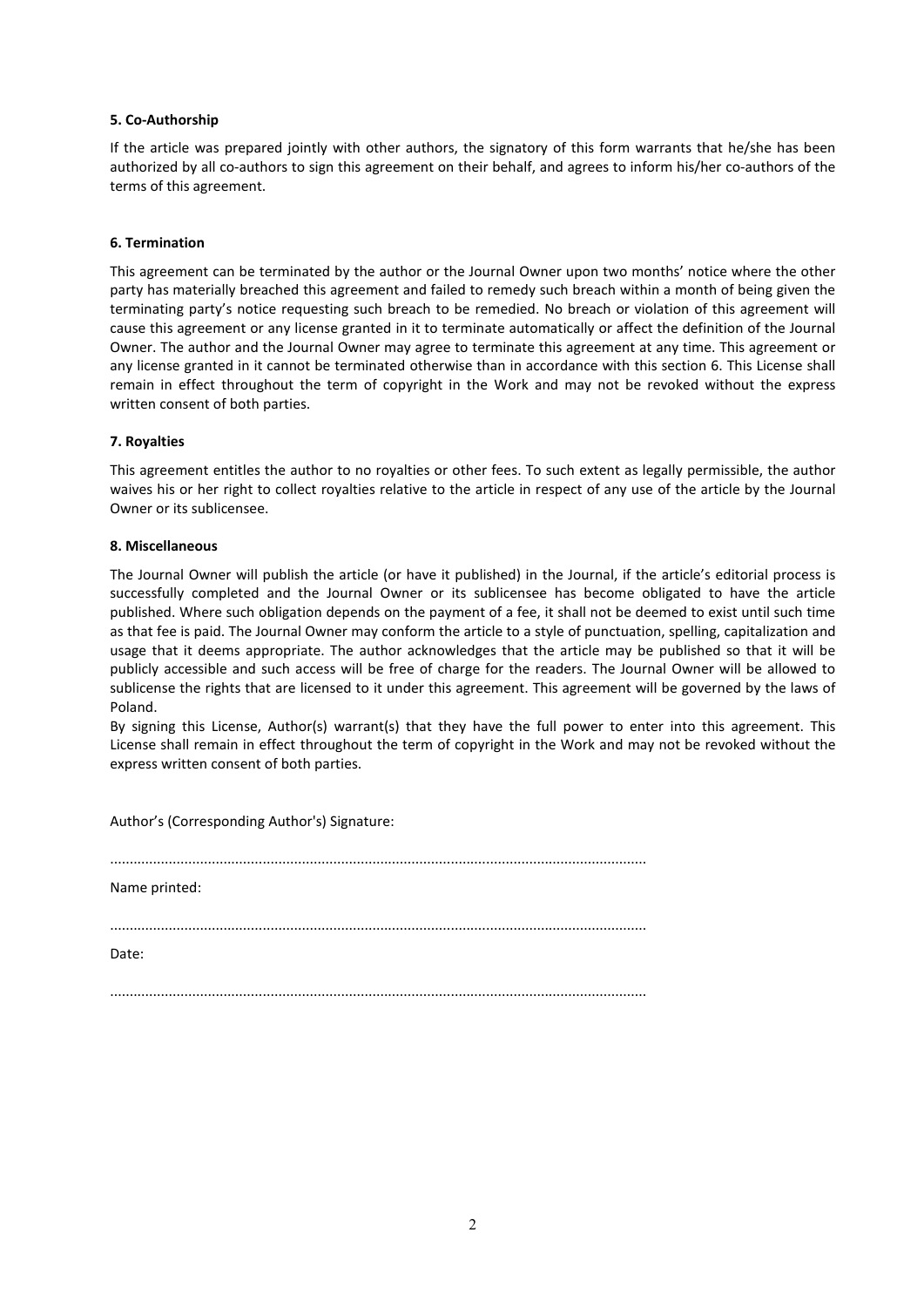**5. Co-Authorship**

If the article was prepared jointly with other authors, the signatory of this form warrants that he/she has been authorized by all co-authors to sign this agreement on their behalf, and agrees to inform his/her co-authors of the terms of this agreement.

**6. Termination**

This agreement can be terminated by the author or the Journal Owner upon two months' notice where the other party has materially breached this agreement and failed to remedy such breach within a month of being given the terminating party's notice requesting such breach to be remedied. No breach or violation of this agreement will cause this agreement or any license granted in it to terminate automatically or affect the definition of the Journal Owner. The author and the Journal Owner may agree to terminate this agreement at any time. This agreement or any license granted in it cannot be terminated otherwise than in accordance with this section 6. This License shall remain in effect throughout the term of copyright in the Work and may not be revoked without the express written consent of both parties.

**7. Royalties**

This agreement entitles the author to no royalties or other fees. To such extent as legally permissible, the author waives his or her right to collect royalties relative to the article in respect of any use of the article by the Journal Owner or its sublicensee.

**8. Miscellaneous**

The Journal Owner will publish the article (or have it published) in the Journal, if the article's editorial process is successfully completed and the Journal Owner or its sublicensee has become obligated to have the article published. Where such obligation depends on the payment of a fee, it shall not be deemed to exist until such time as that fee is paid. The Journal Owner may conform the article to a style of punctuation, spelling, capitalization and usage that it deems appropriate. The author acknowledges that the article may be published so that it will be publicly accessible and such access will be free of charge for the readers. The Journal Owner will be allowed to sublicense the rights that are licensed to it under this agreement. This agreement will be governed by the laws of Poland.

By signing this License, Author(s) warrant(s) that they have the full power to enter into this agreement. This License shall remain in effect throughout the term of copyright in the Work and may not be revoked without the express written consent of both parties.

Author's (Corresponding Author's) Signature:

........................................................................................................................................

Name printed:

........................................................................................................................................

Date:

........................................................................................................................................